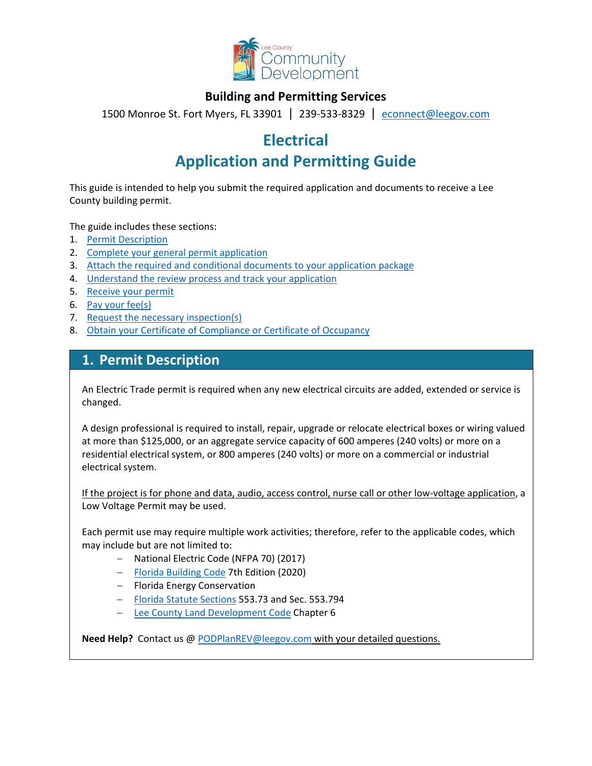Lee County Community Development

**Building and Permitting Services**

1500 Monroe St. Fort Myers, FL 33901 | 239-533-8329 | econnect@leegov.com

# Electrical
# Application and Permitting Guide

This guide is intended to help you submit the required application and documents to receive a Lee County building permit.

The guide includes these sections:

1. Permit Description
2. Complete your general permit application
3. Attach the required and conditional documents to your application package
4. Understand the review process and track your application
5. Receive your permit
6. Pay your fee(s)
7. Request the necessary inspection(s)
8. Obtain your Certificate of Compliance or Certificate of Occupancy

## 1. Permit Description

An Electric Trade permit is required when any new electrical circuits are added, extended or service is changed.

A design professional is required to install, repair, upgrade or relocate electrical boxes or wiring valued at more than $125,000, or an aggregate service capacity of 600 amperes (240 volts) or more on a residential electrical system, or 800 amperes (240 volts) or more on a commercial or industrial electrical system.

If the project is for phone and data, audio, access control, nurse call or other low-voltage application, a Low Voltage Permit may be used.

Each permit use may require multiple work activities; therefore, refer to the applicable codes, which may include but are not limited to:

- National Electric Code (NFPA 70) (2017)
- Florida Building Code 7th Edition (2020)
- Florida Energy Conservation
- Florida Statute Sections 553.73 and Sec. 553.794
- Lee County Land Development Code Chapter 6

**Need Help?** Contact us @ PODPlanREV@leegov.com with your detailed questions.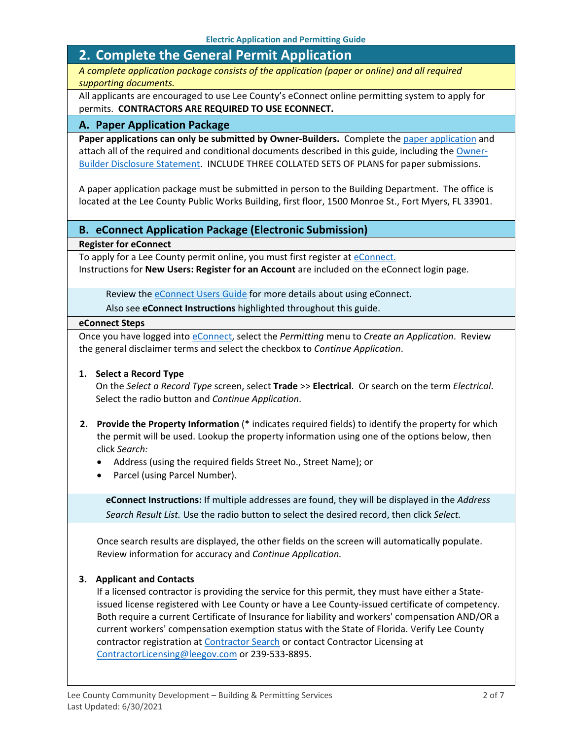## 2. Complete the General Permit Application

*A complete application package consists of the application (paper or online) and all required supporting documents.*

All applicants are encouraged to use Lee County's eConnect online permitting system to apply for permits. **CONTRACTORS ARE REQUIRED TO USE ECONNECT.**

### A. Paper Application Package

**Paper applications can only be submitted by Owner-Builders.** Complete the paper application and attach all of the required and conditional documents described in this guide, including the Owner-Builder Disclosure Statement. INCLUDE THREE COLLATED SETS OF PLANS for paper submissions.

A paper application package must be submitted in person to the Building Department. The office is located at the Lee County Public Works Building, first floor, 1500 Monroe St., Fort Myers, FL 33901.

### B. eConnect Application Package (Electronic Submission)

**Register for eConnect**

To apply for a Lee County permit online, you must first register at eConnect.
Instructions for **New Users: Register for an Account** are included on the eConnect login page.

> Review the eConnect Users Guide for more details about using eConnect.
> Also see **eConnect Instructions** highlighted throughout this guide.

**eConnect Steps**

Once you have logged into eConnect, select the *Permitting* menu to *Create an Application*. Review the general disclaimer terms and select the checkbox to *Continue Application*.

1. **Select a Record Type**
   On the *Select a Record Type* screen, select **Trade** >> **Electrical**. Or search on the term *Electrical*. Select the radio button and *Continue Application*.

2. **Provide the Property Information** (* indicates required fields) to identify the property for which the permit will be used. Lookup the property information using one of the options below, then click *Search:*
   - Address (using the required fields Street No., Street Name); or
   - Parcel (using Parcel Number).

   > **eConnect Instructions:** If multiple addresses are found, they will be displayed in the *Address Search Result List.* Use the radio button to select the desired record, then click *Select.*

   Once search results are displayed, the other fields on the screen will automatically populate. Review information for accuracy and *Continue Application.*

3. **Applicant and Contacts**
   If a licensed contractor is providing the service for this permit, they must have either a State-issued license registered with Lee County or have a Lee County-issued certificate of competency. Both require a current Certificate of Insurance for liability and workers' compensation AND/OR a current workers' compensation exemption status with the State of Florida. Verify Lee County contractor registration at Contractor Search or contact Contractor Licensing at ContractorLicensing@leegov.com or 239-533-8895.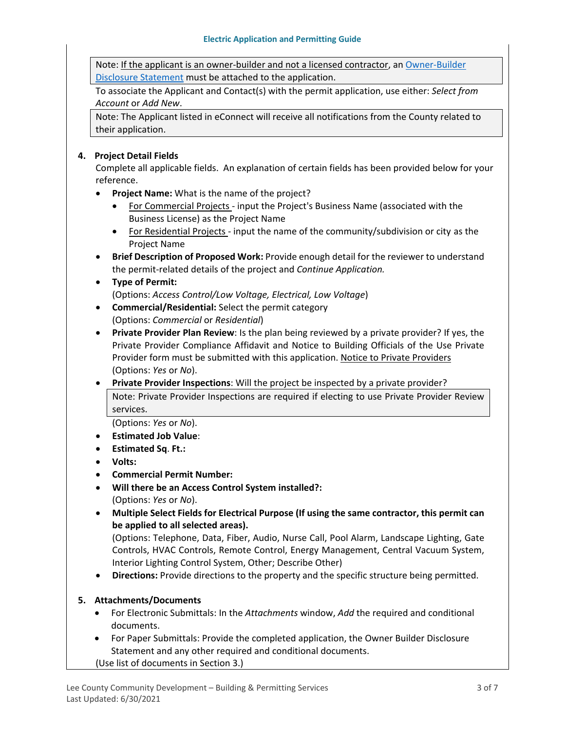> Note: If the applicant is an owner-builder and not a licensed contractor, an [Owner-Builder Disclosure Statement] must be attached to the application.

To associate the Applicant and Contact(s) with the permit application, use either: *Select from Account* or *Add New*.

> Note: The Applicant listed in eConnect will receive all notifications from the County related to their application.

4. **Project Detail Fields**

   Complete all applicable fields. An explanation of certain fields has been provided below for your reference.

   - **Project Name:** What is the name of the project?
     - For Commercial Projects - input the Project's Business Name (associated with the Business License) as the Project Name
     - For Residential Projects - input the name of the community/subdivision or city as the Project Name
   - **Brief Description of Proposed Work:** Provide enough detail for the reviewer to understand the permit-related details of the project and *Continue Application.*
   - **Type of Permit:**
     (Options: *Access Control/Low Voltage, Electrical, Low Voltage*)
   - **Commercial/Residential:** Select the permit category
     (Options: *Commercial* or *Residential*)
   - **Private Provider Plan Review**: Is the plan being reviewed by a private provider? If yes, the Private Provider Compliance Affidavit and Notice to Building Officials of the Use Private Provider form must be submitted with this application. Notice to Private Providers
     (Options: *Yes* or *No*).
   - **Private Provider Inspections**: Will the project be inspected by a private provider?

     > Note: Private Provider Inspections are required if electing to use Private Provider Review services.

     (Options: *Yes* or *No*).
   - **Estimated Job Value**:
   - **Estimated Sq. Ft.:**
   - **Volts:**
   - **Commercial Permit Number:**
   - **Will there be an Access Control System installed?:**
     (Options: *Yes* or *No*).
   - **Multiple Select Fields for Electrical Purpose (If using the same contractor, this permit can be applied to all selected areas).**
     (Options: Telephone, Data, Fiber, Audio, Nurse Call, Pool Alarm, Landscape Lighting, Gate Controls, HVAC Controls, Remote Control, Energy Management, Central Vacuum System, Interior Lighting Control System, Other; Describe Other)
   - **Directions:** Provide directions to the property and the specific structure being permitted.

5. **Attachments/Documents**
   - For Electronic Submittals: In the *Attachments* window, *Add* the required and conditional documents.
   - For Paper Submittals: Provide the completed application, the Owner Builder Disclosure Statement and any other required and conditional documents.

   (Use list of documents in Section 3.)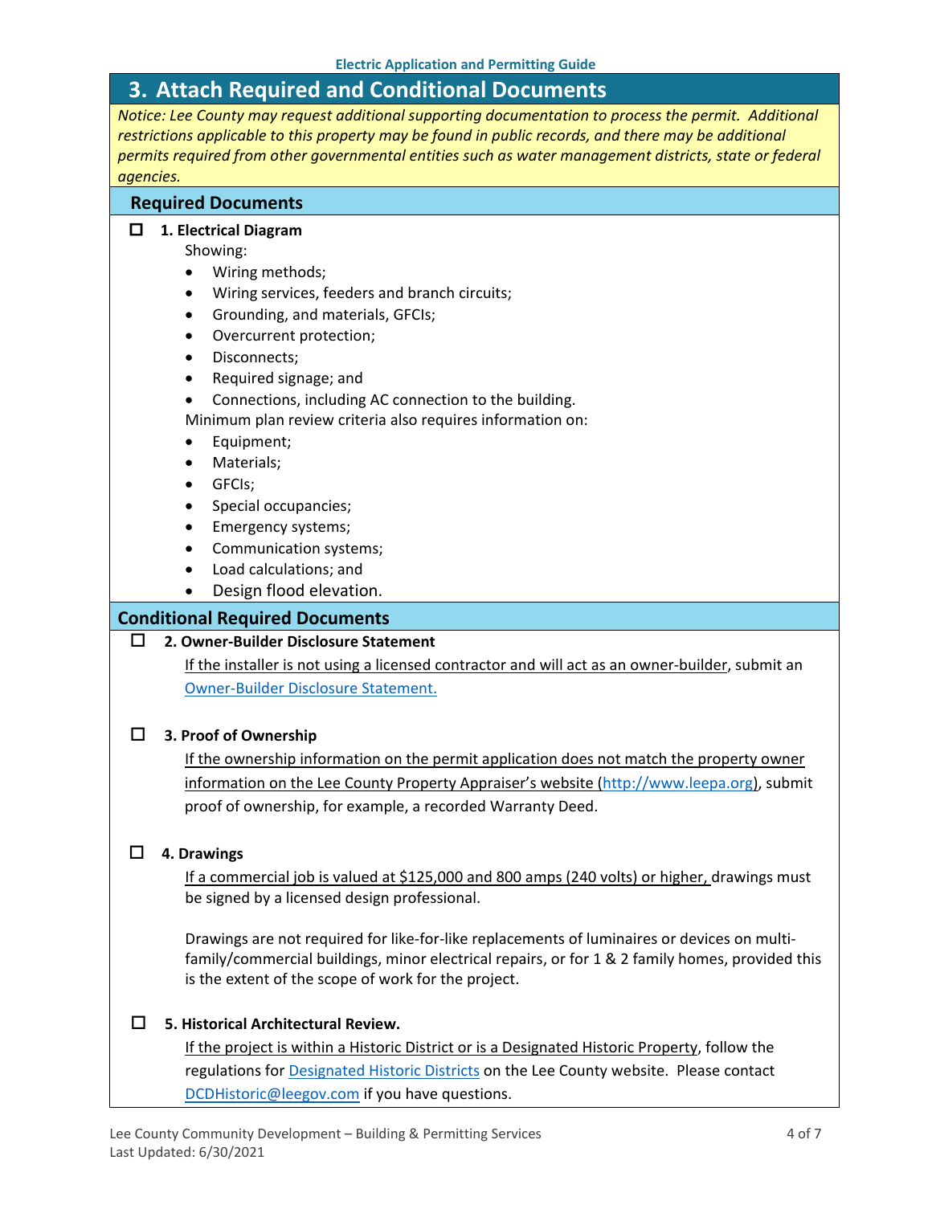## 3. Attach Required and Conditional Documents

*Notice: Lee County may request additional supporting documentation to process the permit. Additional restrictions applicable to this property may be found in public records, and there may be additional permits required from other governmental entities such as water management districts, state or federal agencies.*

### Required Documents

☐ **1. Electrical Diagram**

Showing:

- Wiring methods;
- Wiring services, feeders and branch circuits;
- Grounding, and materials, GFCIs;
- Overcurrent protection;
- Disconnects;
- Required signage; and
- Connections, including AC connection to the building.

Minimum plan review criteria also requires information on:

- Equipment;
- Materials;
- GFCIs;
- Special occupancies;
- Emergency systems;
- Communication systems;
- Load calculations; and
- Design flood elevation.

### Conditional Required Documents

☐ **2. Owner-Builder Disclosure Statement**

If the installer is not using a licensed contractor and will act as an owner-builder, submit an Owner-Builder Disclosure Statement.

☐ **3. Proof of Ownership**

If the ownership information on the permit application does not match the property owner information on the Lee County Property Appraiser's website (http://www.leepa.org), submit proof of ownership, for example, a recorded Warranty Deed.

☐ **4. Drawings**

If a commercial job is valued at $125,000 and 800 amps (240 volts) or higher, drawings must be signed by a licensed design professional.

Drawings are not required for like-for-like replacements of luminaires or devices on multi-family/commercial buildings, minor electrical repairs, or for 1 & 2 family homes, provided this is the extent of the scope of work for the project.

☐ **5. Historical Architectural Review.**

If the project is within a Historic District or is a Designated Historic Property, follow the regulations for Designated Historic Districts on the Lee County website. Please contact DCDHistoric@leegov.com if you have questions.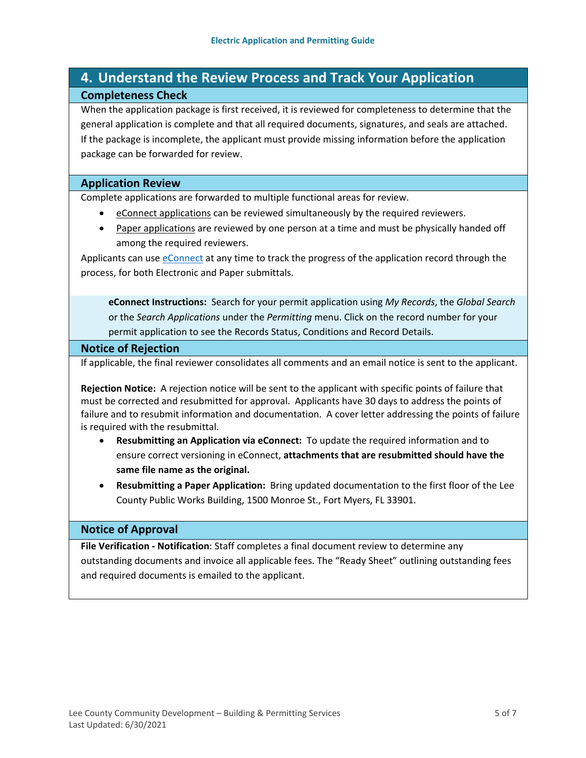## 4. Understand the Review Process and Track Your Application

### Completeness Check

When the application package is first received, it is reviewed for completeness to determine that the general application is complete and that all required documents, signatures, and seals are attached. If the package is incomplete, the applicant must provide missing information before the application package can be forwarded for review.

### Application Review

Complete applications are forwarded to multiple functional areas for review.

- eConnect applications can be reviewed simultaneously by the required reviewers.
- Paper applications are reviewed by one person at a time and must be physically handed off among the required reviewers.

Applicants can use eConnect at any time to track the progress of the application record through the process, for both Electronic and Paper submittals.

> **eConnect Instructions:** Search for your permit application using *My Records*, the *Global Search* or the *Search Applications* under the *Permitting* menu. Click on the record number for your permit application to see the Records Status, Conditions and Record Details.

### Notice of Rejection

If applicable, the final reviewer consolidates all comments and an email notice is sent to the applicant.

**Rejection Notice:** A rejection notice will be sent to the applicant with specific points of failure that must be corrected and resubmitted for approval. Applicants have 30 days to address the points of failure and to resubmit information and documentation. A cover letter addressing the points of failure is required with the resubmittal.

- **Resubmitting an Application via eConnect:** To update the required information and to ensure correct versioning in eConnect, **attachments that are resubmitted should have the same file name as the original.**
- **Resubmitting a Paper Application:** Bring updated documentation to the first floor of the Lee County Public Works Building, 1500 Monroe St., Fort Myers, FL 33901.

### Notice of Approval

**File Verification - Notification**: Staff completes a final document review to determine any outstanding documents and invoice all applicable fees. The "Ready Sheet" outlining outstanding fees and required documents is emailed to the applicant.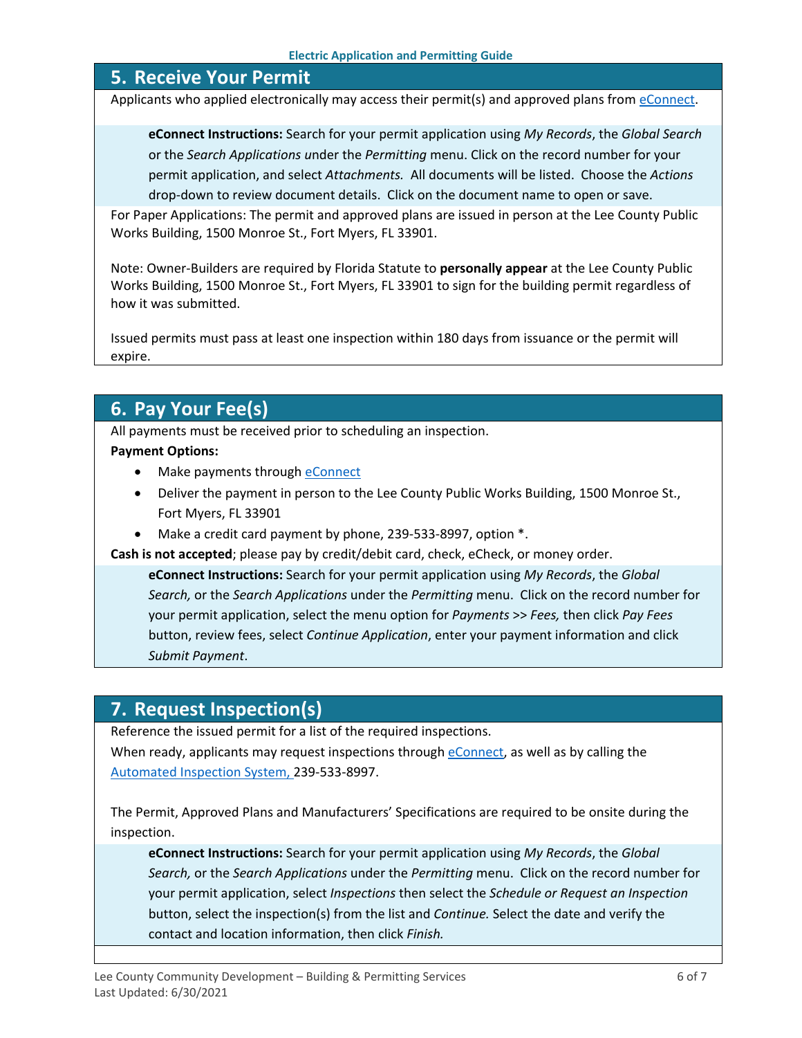## 5. Receive Your Permit

Applicants who applied electronically may access their permit(s) and approved plans from eConnect.

> **eConnect Instructions:** Search for your permit application using *My Records*, the *Global Search* or the *Search Applications* under the *Permitting* menu. Click on the record number for your permit application, and select *Attachments.* All documents will be listed. Choose the *Actions* drop-down to review document details. Click on the document name to open or save.

For Paper Applications: The permit and approved plans are issued in person at the Lee County Public Works Building, 1500 Monroe St., Fort Myers, FL 33901.

Note: Owner-Builders are required by Florida Statute to **personally appear** at the Lee County Public Works Building, 1500 Monroe St., Fort Myers, FL 33901 to sign for the building permit regardless of how it was submitted.

Issued permits must pass at least one inspection within 180 days from issuance or the permit will expire.

## 6. Pay Your Fee(s)

All payments must be received prior to scheduling an inspection.

**Payment Options:**

- Make payments through eConnect
- Deliver the payment in person to the Lee County Public Works Building, 1500 Monroe St., Fort Myers, FL 33901
- Make a credit card payment by phone, 239-533-8997, option *.

**Cash is not accepted**; please pay by credit/debit card, check, eCheck, or money order.

> **eConnect Instructions:** Search for your permit application using *My Records*, the *Global Search,* or the *Search Applications* under the *Permitting* menu. Click on the record number for your permit application, select the menu option for *Payments >> Fees,* then click *Pay Fees* button, review fees, select *Continue Application*, enter your payment information and click *Submit Payment*.

## 7. Request Inspection(s)

Reference the issued permit for a list of the required inspections.

When ready, applicants may request inspections through eConnect, as well as by calling the Automated Inspection System, 239-533-8997.

The Permit, Approved Plans and Manufacturers' Specifications are required to be onsite during the inspection.

> **eConnect Instructions:** Search for your permit application using *My Records*, the *Global Search,* or the *Search Applications* under the *Permitting* menu. Click on the record number for your permit application, select *Inspections* then select the *Schedule or Request an Inspection* button, select the inspection(s) from the list and *Continue.* Select the date and verify the contact and location information, then click *Finish.*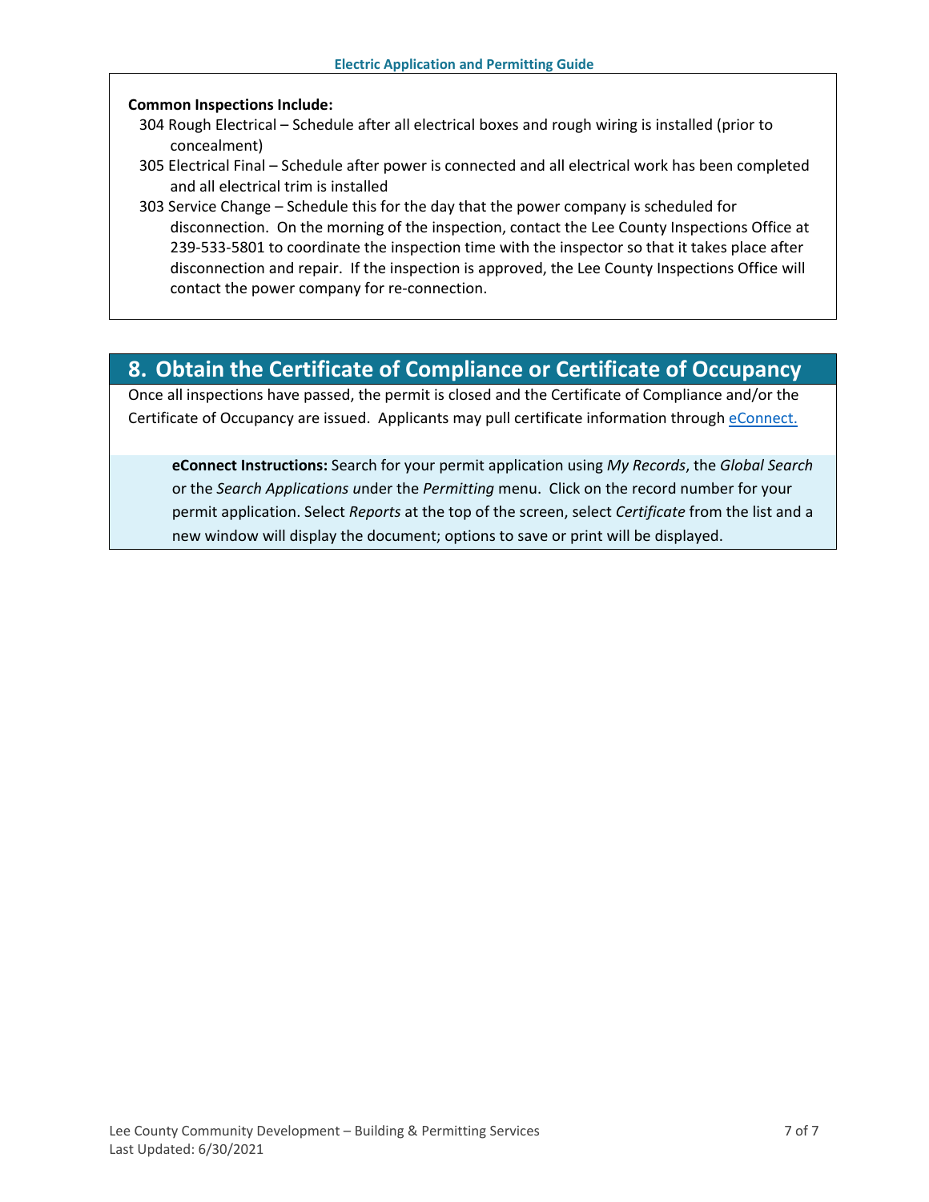**Common Inspections Include:**

304 Rough Electrical – Schedule after all electrical boxes and rough wiring is installed (prior to concealment)

305 Electrical Final – Schedule after power is connected and all electrical work has been completed and all electrical trim is installed

303 Service Change – Schedule this for the day that the power company is scheduled for disconnection. On the morning of the inspection, contact the Lee County Inspections Office at 239-533-5801 to coordinate the inspection time with the inspector so that it takes place after disconnection and repair. If the inspection is approved, the Lee County Inspections Office will contact the power company for re-connection.

## 8. Obtain the Certificate of Compliance or Certificate of Occupancy

Once all inspections have passed, the permit is closed and the Certificate of Compliance and/or the Certificate of Occupancy are issued. Applicants may pull certificate information through eConnect.

**eConnect Instructions:** Search for your permit application using *My Records*, the *Global Search* or the *Search Applications* under the *Permitting* menu. Click on the record number for your permit application. Select *Reports* at the top of the screen, select *Certificate* from the list and a new window will display the document; options to save or print will be displayed.